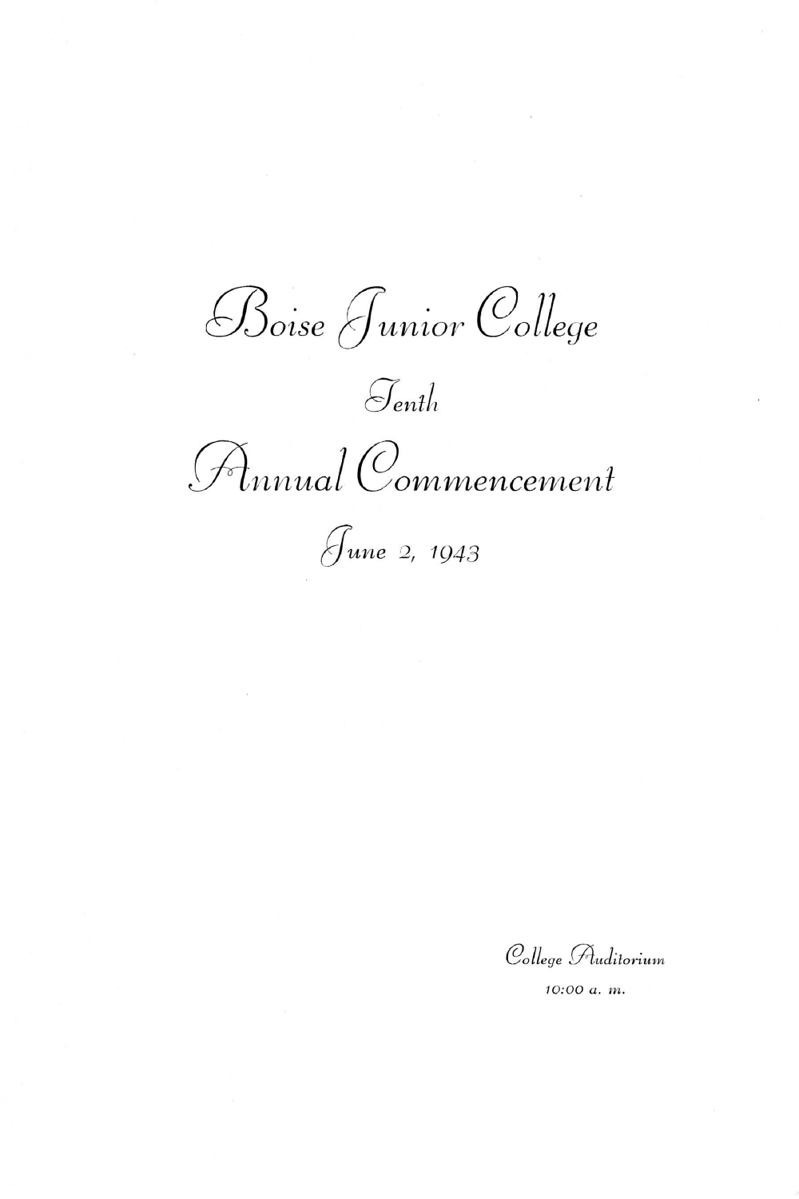# Boise Junior College

## Tenth

# Annual Commencement

## June 2, 1943

College Auditorium

10:00 a. m.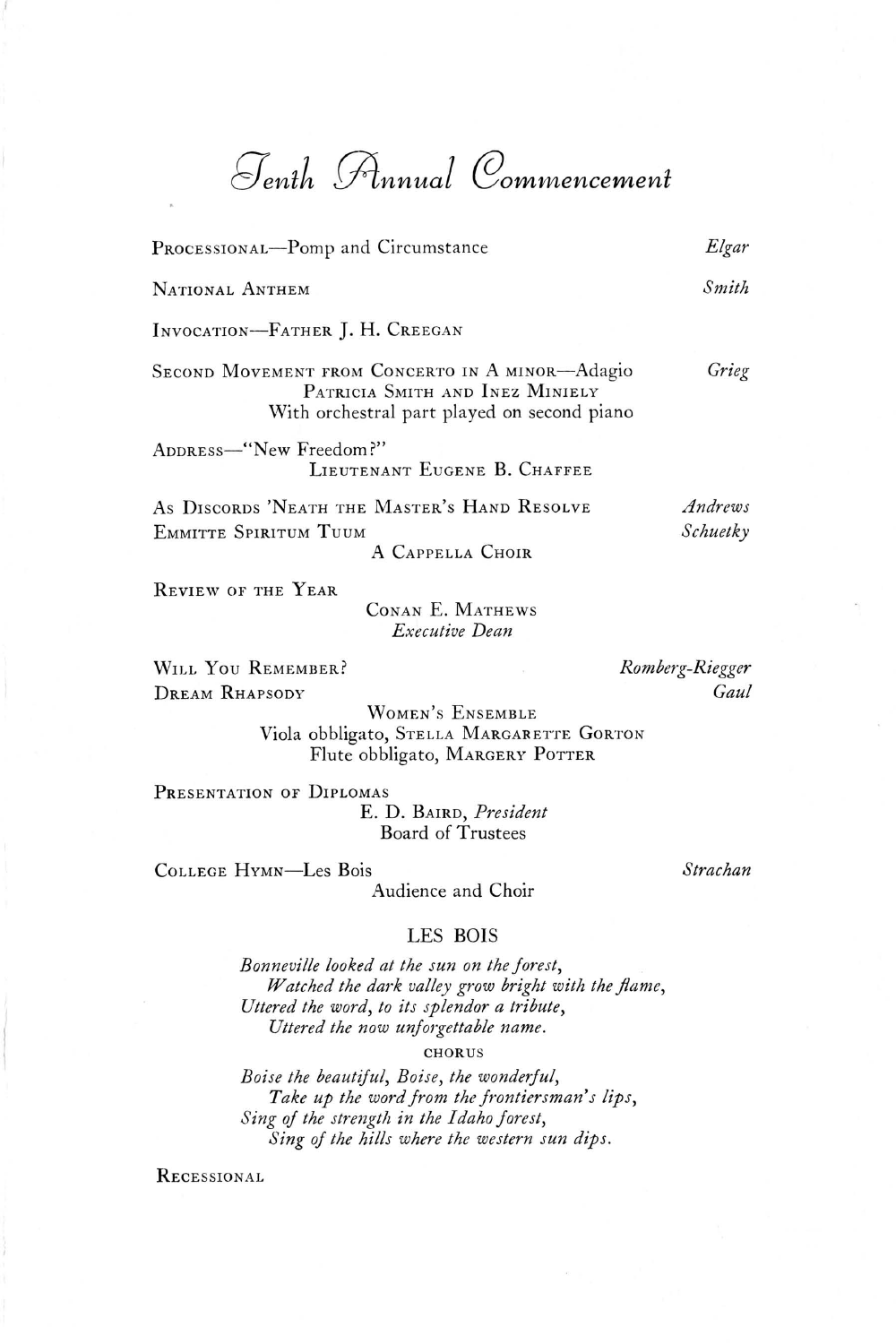# Tenth Annual Commencement

PROCESSIONAL—Pomp and Circumstance *Elgar*

NATIONAL ANTHEM *Smith*

INVOCATION—FATHER J. H. CREEGAN

SECOND MOVEMENT FROM CONCERTO IN A MINOR—Adagio *Grieg*
PATRICIA SMITH AND INEZ MINIELY
With orchestral part played on second piano

ADDRESS—"New Freedom?"
LIEUTENANT EUGENE B. CHAFFEE

AS DISCORDS 'NEATH THE MASTER'S HAND RESOLVE *Andrews*
EMMITTE SPIRITUM TUUM *Schuetky*
A CAPPELLA CHOIR

REVIEW OF THE YEAR
CONAN E. MATHEWS
*Executive Dean*

WILL YOU REMEMBER? *Romberg-Riegger*
DREAM RHAPSODY *Gaul*
WOMEN'S ENSEMBLE
Viola obbligato, STELLA MARGARETTE GORTON
Flute obbligato, MARGERY POTTER

PRESENTATION OF DIPLOMAS
E. D. BAIRD, *President*
Board of Trustees

COLLEGE HYMN—Les Bois *Strachan*
Audience and Choir

## LES BOIS

*Bonneville looked at the sun on the forest,*
*Watched the dark valley grow bright with the flame,*
*Uttered the word, to its splendor a tribute,*
*Uttered the now unforgettable name.*

CHORUS

*Boise the beautiful, Boise, the wonderful,*
*Take up the word from the frontiersman's lips,*
*Sing of the strength in the Idaho forest,*
*Sing of the hills where the western sun dips.*

RECESSIONAL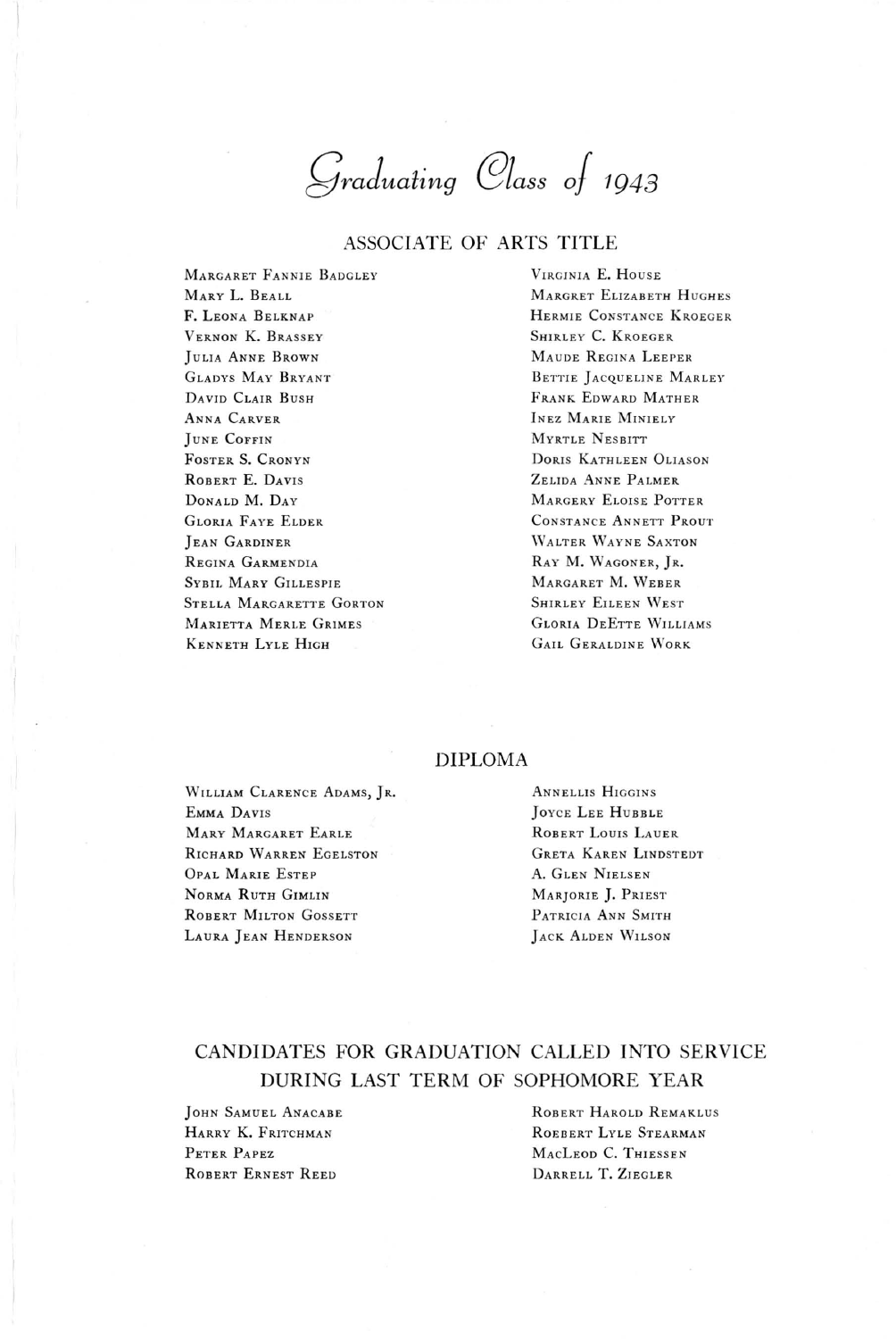# Graduating Class of 1943

## ASSOCIATE OF ARTS TITLE

Margaret Fannie Badgley
Mary L. Beall
F. Leona Belknap
Vernon K. Brassey
Julia Anne Brown
Gladys May Bryant
David Clair Bush
Anna Carver
June Coffin
Foster S. Cronyn
Robert E. Davis
Donald M. Day
Gloria Faye Elder
Jean Gardiner
Regina Garmendia
Sybil Mary Gillespie
Stella Margarette Gorton
Marietta Merle Grimes
Kenneth Lyle High
Virginia E. House
Margret Elizabeth Hughes
Hermie Constance Kroeger
Shirley C. Kroeger
Maude Regina Leeper
Bettie Jacqueline Marley
Frank Edward Mather
Inez Marie Miniely
Myrtle Nesbitt
Doris Kathleen Oliason
Zelida Anne Palmer
Margery Eloise Potter
Constance Annett Prout
Walter Wayne Saxton
Ray M. Wagoner, Jr.
Margaret M. Weber
Shirley Eileen West
Gloria DeEtte Williams
Gail Geraldine Work

## DIPLOMA

William Clarence Adams, Jr.
Emma Davis
Mary Margaret Earle
Richard Warren Egelston
Opal Marie Estep
Norma Ruth Gimlin
Robert Milton Gossett
Laura Jean Henderson
Annellis Higgins
Joyce Lee Hubble
Robert Louis Lauer
Greta Karen Lindstedt
A. Glen Nielsen
Marjorie J. Priest
Patricia Ann Smith
Jack Alden Wilson

## CANDIDATES FOR GRADUATION CALLED INTO SERVICE DURING LAST TERM OF SOPHOMORE YEAR

John Samuel Anacabe
Harry K. Fritchman
Peter Papez
Robert Ernest Reed
Robert Harold Remaklus
Roebert Lyle Stearman
MacLeod C. Thiessen
Darrell T. Ziegler